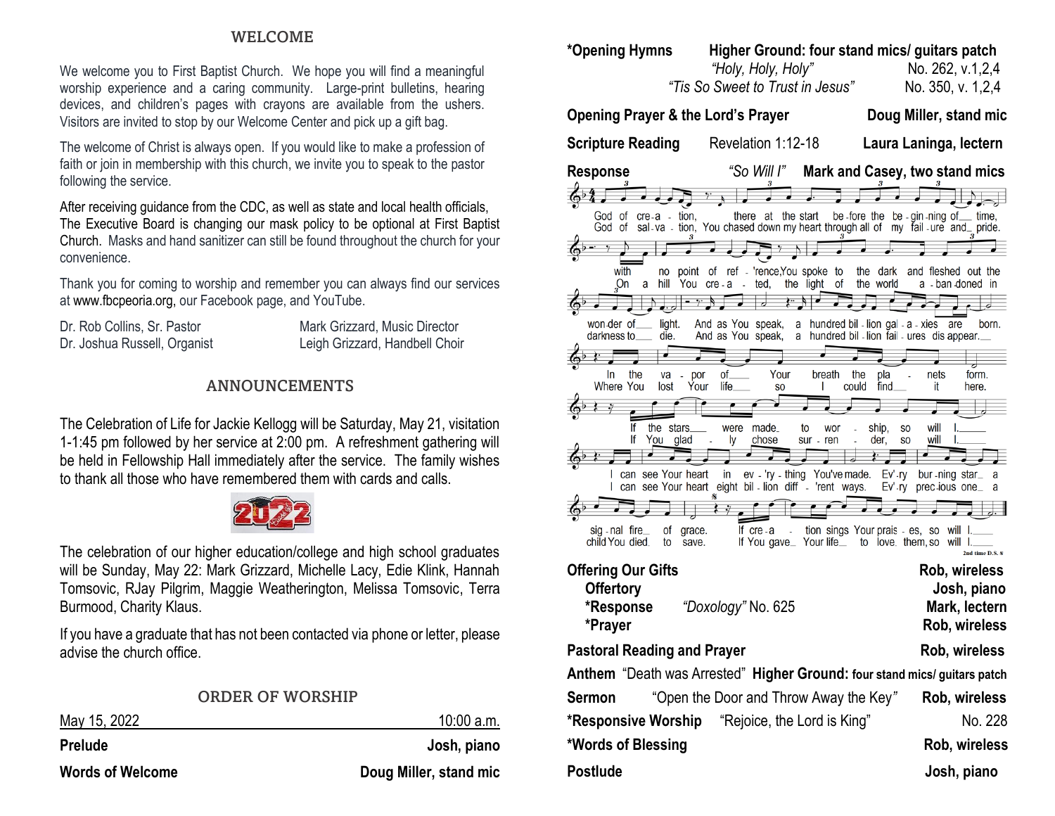### WELCOME

We welcome you to First Baptist Church. We hope you will find a meaningful worship experience and a caring community. Large-print bulletins, hearing devices, and children's pages with crayons are available from the ushers. Visitors are invited to stop by our Welcome Center and pick up a gift bag.

The welcome of Christ is always open. If you would like to make a profession of faith or join in membership with this church, we invite you to speak to the pastor following the service.

After receiving guidance from the CDC, as well as state and local health officials, The Executive Board is changing our mask policy to be optional at First Baptist Church. Masks and hand sanitizer can still be found throughout the church for your convenience.

Thank you for coming to worship and remember you can always find our services at [www.fbcpeoria.org,](http://www.fbcpeoria.org/) our Facebook page, and YouTube.

| Dr. Rob Collins, Sr. Pastor  | Mark Grizzard, Music Director  |
|------------------------------|--------------------------------|
| Dr. Joshua Russell, Organist | Leigh Grizzard, Handbell Choir |

## ANNOUNCEMENTS

The Celebration of Life for Jackie Kellogg will be Saturday, May 21, visitation 1-1:45 pm followed by her service at 2:00 pm. A refreshment gathering will be held in Fellowship Hall immediately after the service. The family wishes to thank all those who have remembered them with cards and calls.



The celebration of our higher education/college and high school graduates will be Sunday, May 22: Mark Grizzard, Michelle Lacy, Edie Klink, Hannah Tomsovic, RJay Pilgrim, Maggie Weatherington, Melissa Tomsovic, Terra Burmood, Charity Klaus.

If you have a graduate that has not been contacted via phone or letter, please advise the church office.

| ORDER OF WORSHIP |  |  |  |
|------------------|--|--|--|
|------------------|--|--|--|

| May 15, 2022            | 10:00 a.m.             |
|-------------------------|------------------------|
| <b>Prelude</b>          | Josh, piano            |
| <b>Words of Welcome</b> | Doug Miller, stand mic |

| *Opening Hymns                                                            | Higher Ground: four stand mics/ guitars patch<br>"Holy, Holy, Holy"                                  |                                             |                                                   | No. 262, v.1, 2, 4                                |                 |
|---------------------------------------------------------------------------|------------------------------------------------------------------------------------------------------|---------------------------------------------|---------------------------------------------------|---------------------------------------------------|-----------------|
|                                                                           | "Tis So Sweet to Trust in Jesus"                                                                     |                                             |                                                   | No. 350, v. 1,2,4                                 |                 |
| <b>Opening Prayer &amp; the Lord's Prayer</b>                             |                                                                                                      |                                             |                                                   | Doug Miller, stand mic                            |                 |
| <b>Scripture Reading</b>                                                  | Revelation 1:12-18                                                                                   |                                             |                                                   | Laura Laninga, lectern                            |                 |
| <b>Response</b>                                                           | "So Will I"                                                                                          | Mark and Casey, two stand mics              |                                                   |                                                   |                 |
|                                                                           |                                                                                                      |                                             |                                                   |                                                   |                 |
| God of<br>$cre-a - tion.$<br>God of                                       | there at the start<br>sal-va - tion, You chased down my heart through all of my fail-ure and_ pride. |                                             | be fore the                                       | be - gin -ning of                                 | _ time.         |
|                                                                           |                                                                                                      |                                             |                                                   |                                                   |                 |
| with<br>no<br>hill<br>$\int_{3}$ On<br>You<br>a                           | point of ref - 'rence, You spoke to<br>ted,<br>cre - a                                               | the light<br>οf                             | the dark<br>the world                             | and fleshed out the<br>a - ban doned in           |                 |
|                                                                           | ł.                                                                                                   |                                             |                                                   |                                                   |                 |
| won-der of<br>light.<br>darkness to<br>die.                               | And as You speak,<br>And as You speak,                                                               | hundred bil - lion gal - a - xies<br>a<br>a |                                                   | are<br>hundred bil - lion fail - ures dis appear. | born.           |
| the                                                                       | οf.                                                                                                  |                                             |                                                   |                                                   | form.           |
| In<br>va<br>por<br>Where You<br>lost<br>Your                              | Your<br>life<br>SO                                                                                   | breath<br>the<br>I<br>could                 | pla<br>find                                       | nets<br>it                                        | here.           |
|                                                                           |                                                                                                      |                                             |                                                   |                                                   |                 |
| the stars<br>lf<br>lf<br>You<br>glad                                      | made_<br>were<br>lу<br>chose                                                                         | to<br>wor<br>sur - ren                      | ship,<br>S <sub>O</sub><br>der,<br>S <sub>O</sub> | will<br>will                                      |                 |
| can see Your heart<br>L                                                   | in                                                                                                   | ev - 'ry - thing You've made.               | Ev'-ry                                            | $bur$ -ning star                                  | а               |
|                                                                           | I can see Your heart eight bil - lion diff - 'rent ways.                                             |                                             | Ev'-ry                                            | prec-ious one                                     | a               |
| sig - nal fire_<br>οf<br>grace.                                           | If cre-a                                                                                             | tion sings Your prais - es, so              |                                                   | will I.                                           |                 |
| child You died.<br>to<br>save.                                            | If You gave_                                                                                         | Your life_                                  | to love them, so                                  | will I.                                           | 2nd time D.S. & |
| <b>Offering Our Gifts</b>                                                 |                                                                                                      |                                             |                                                   | Rob, wireless                                     |                 |
| <b>Offertory</b><br>*Response                                             | "Doxology" No. 625                                                                                   |                                             |                                                   | Mark, lectern                                     | Josh, piano     |
| *Prayer                                                                   |                                                                                                      |                                             |                                                   | Rob, wireless                                     |                 |
| <b>Pastoral Reading and Prayer</b>                                        |                                                                                                      |                                             |                                                   | Rob, wireless                                     |                 |
| Anthem "Death was Arrested" Higher Ground: four stand mics/ guitars patch |                                                                                                      |                                             |                                                   |                                                   |                 |
| <b>Sermon</b>                                                             | "Open the Door and Throw Away the Key"                                                               |                                             |                                                   | Rob, wireless                                     |                 |
| <b>*Responsive Worship</b> "Rejoice, the Lord is King"                    |                                                                                                      |                                             |                                                   |                                                   | No. 228         |
| *Words of Blessing                                                        |                                                                                                      |                                             |                                                   | Rob, wireless                                     |                 |
| <b>Postlude</b>                                                           |                                                                                                      |                                             |                                                   | Josh, piano                                       |                 |